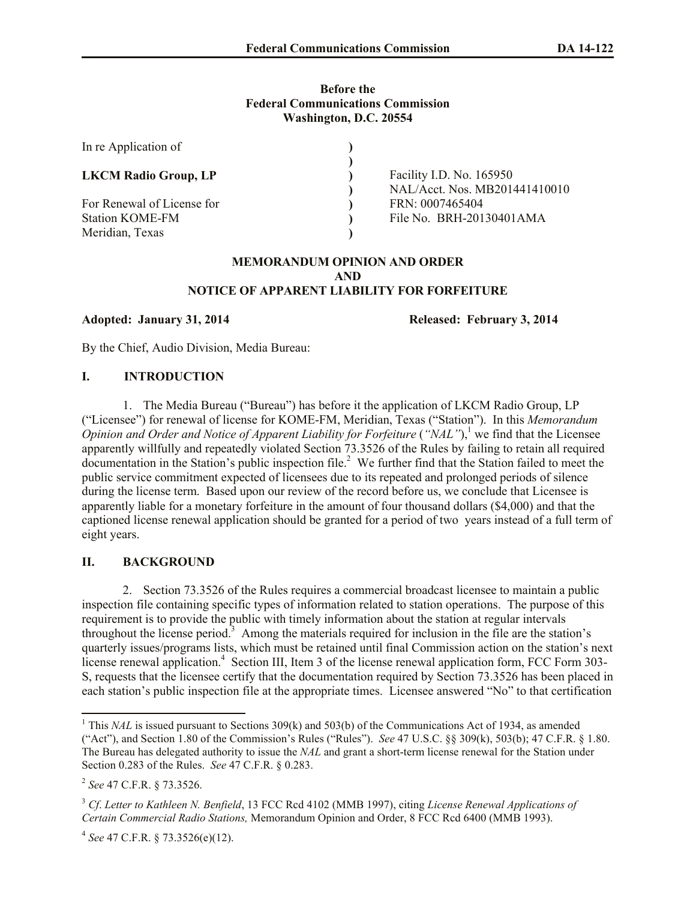**Before the**
**Federal Communications Commission**
**Washington, D.C. 20554**

| | | |
|---|---|---|
| In re Application of | ) | |
| | ) | |
| **LKCM Radio Group, LP** | ) | Facility I.D. No. 165950 |
| | ) | NAL/Acct. Nos. MB201441410010 |
| For Renewal of License for | ) | FRN: 0007465404 |
| Station KOME-FM | ) | File No. BRH-20130401AMA |
| Meridian, Texas | ) | |

**MEMORANDUM OPINION AND ORDER**
**AND**
**NOTICE OF APPARENT LIABILITY FOR FORFEITURE**

**Adopted: January 31, 2014** **Released: February 3, 2014**

By the Chief, Audio Division, Media Bureau:

## I. INTRODUCTION

1. The Media Bureau ("Bureau") has before it the application of LKCM Radio Group, LP ("Licensee") for renewal of license for KOME-FM, Meridian, Texas ("Station"). In this *Memorandum Opinion and Order and Notice of Apparent Liability for Forfeiture* (*"NAL"*),[1] we find that the Licensee apparently willfully and repeatedly violated Section 73.3526 of the Rules by failing to retain all required documentation in the Station's public inspection file.[2] We further find that the Station failed to meet the public service commitment expected of licensees due to its repeated and prolonged periods of silence during the license term. Based upon our review of the record before us, we conclude that Licensee is apparently liable for a monetary forfeiture in the amount of four thousand dollars ($4,000) and that the captioned license renewal application should be granted for a period of two years instead of a full term of eight years.

## II. BACKGROUND

2. Section 73.3526 of the Rules requires a commercial broadcast licensee to maintain a public inspection file containing specific types of information related to station operations. The purpose of this requirement is to provide the public with timely information about the station at regular intervals throughout the license period.[3] Among the materials required for inclusion in the file are the station's quarterly issues/programs lists, which must be retained until final Commission action on the station's next license renewal application.[4] Section III, Item 3 of the license renewal application form, FCC Form 303-S, requests that the licensee certify that the documentation required by Section 73.3526 has been placed in each station's public inspection file at the appropriate times. Licensee answered "No" to that certification

---

[1] This *NAL* is issued pursuant to Sections 309(k) and 503(b) of the Communications Act of 1934, as amended ("Act"), and Section 1.80 of the Commission's Rules ("Rules"). *See* 47 U.S.C. §§ 309(k), 503(b); 47 C.F.R. § 1.80. The Bureau has delegated authority to issue the *NAL* and grant a short-term license renewal for the Station under Section 0.283 of the Rules. *See* 47 C.F.R. § 0.283.

[2] *See* 47 C.F.R. § 73.3526.

[3] *Cf. Letter to Kathleen N. Benfield*, 13 FCC Rcd 4102 (MMB 1997), citing *License Renewal Applications of Certain Commercial Radio Stations,* Memorandum Opinion and Order, 8 FCC Rcd 6400 (MMB 1993).

[4] *See* 47 C.F.R. § 73.3526(e)(12).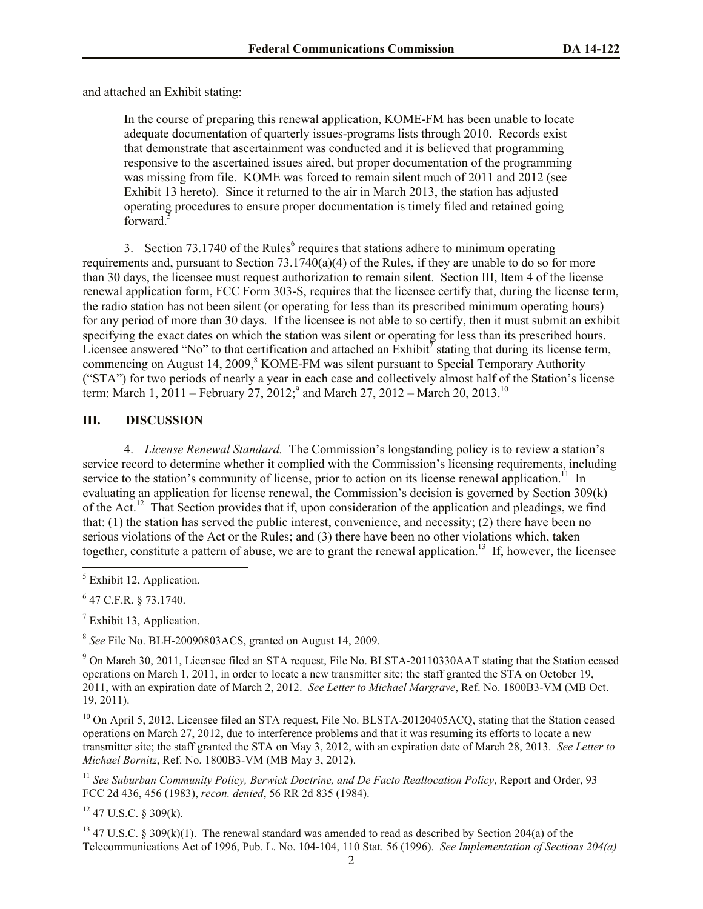and attached an Exhibit stating:

> In the course of preparing this renewal application, KOME-FM has been unable to locate adequate documentation of quarterly issues-programs lists through 2010. Records exist that demonstrate that ascertainment was conducted and it is believed that programming responsive to the ascertained issues aired, but proper documentation of the programming was missing from file. KOME was forced to remain silent much of 2011 and 2012 (see Exhibit 13 hereto). Since it returned to the air in March 2013, the station has adjusted operating procedures to ensure proper documentation is timely filed and retained going forward.[5]

3. Section 73.1740 of the Rules[6] requires that stations adhere to minimum operating requirements and, pursuant to Section 73.1740(a)(4) of the Rules, if they are unable to do so for more than 30 days, the licensee must request authorization to remain silent. Section III, Item 4 of the license renewal application form, FCC Form 303-S, requires that the licensee certify that, during the license term, the radio station has not been silent (or operating for less than its prescribed minimum operating hours) for any period of more than 30 days. If the licensee is not able to so certify, then it must submit an exhibit specifying the exact dates on which the station was silent or operating for less than its prescribed hours. Licensee answered "No" to that certification and attached an Exhibit[7] stating that during its license term, commencing on August 14, 2009,[8] KOME-FM was silent pursuant to Special Temporary Authority ("STA") for two periods of nearly a year in each case and collectively almost half of the Station's license term: March 1, 2011 – February 27, 2012;[9] and March 27, 2012 – March 20, 2013.[10]

## III. DISCUSSION

4. *License Renewal Standard.* The Commission's longstanding policy is to review a station's service record to determine whether it complied with the Commission's licensing requirements, including service to the station's community of license, prior to action on its license renewal application.[11] In evaluating an application for license renewal, the Commission's decision is governed by Section 309(k) of the Act.[12] That Section provides that if, upon consideration of the application and pleadings, we find that: (1) the station has served the public interest, convenience, and necessity; (2) there have been no serious violations of the Act or the Rules; and (3) there have been no other violations which, taken together, constitute a pattern of abuse, we are to grant the renewal application.[13] If, however, the licensee

---

[5] Exhibit 12, Application.

[6] 47 C.F.R. § 73.1740.

[7] Exhibit 13, Application.

[8] *See* File No. BLH-20090803ACS, granted on August 14, 2009.

[9] On March 30, 2011, Licensee filed an STA request, File No. BLSTA-20110330AAT stating that the Station ceased operations on March 1, 2011, in order to locate a new transmitter site; the staff granted the STA on October 19, 2011, with an expiration date of March 2, 2012. *See Letter to Michael Margrave*, Ref. No. 1800B3-VM (MB Oct. 19, 2011).

[10] On April 5, 2012, Licensee filed an STA request, File No. BLSTA-20120405ACQ, stating that the Station ceased operations on March 27, 2012, due to interference problems and that it was resuming its efforts to locate a new transmitter site; the staff granted the STA on May 3, 2012, with an expiration date of March 28, 2013. *See Letter to Michael Bornitz*, Ref. No. 1800B3-VM (MB May 3, 2012).

[11] *See Suburban Community Policy, Berwick Doctrine, and De Facto Reallocation Policy*, Report and Order, 93 FCC 2d 436, 456 (1983), *recon. denied*, 56 RR 2d 835 (1984).

[12] 47 U.S.C. § 309(k).

[13] 47 U.S.C. § 309(k)(1). The renewal standard was amended to read as described by Section 204(a) of the Telecommunications Act of 1996, Pub. L. No. 104-104, 110 Stat. 56 (1996). *See Implementation of Sections 204(a)*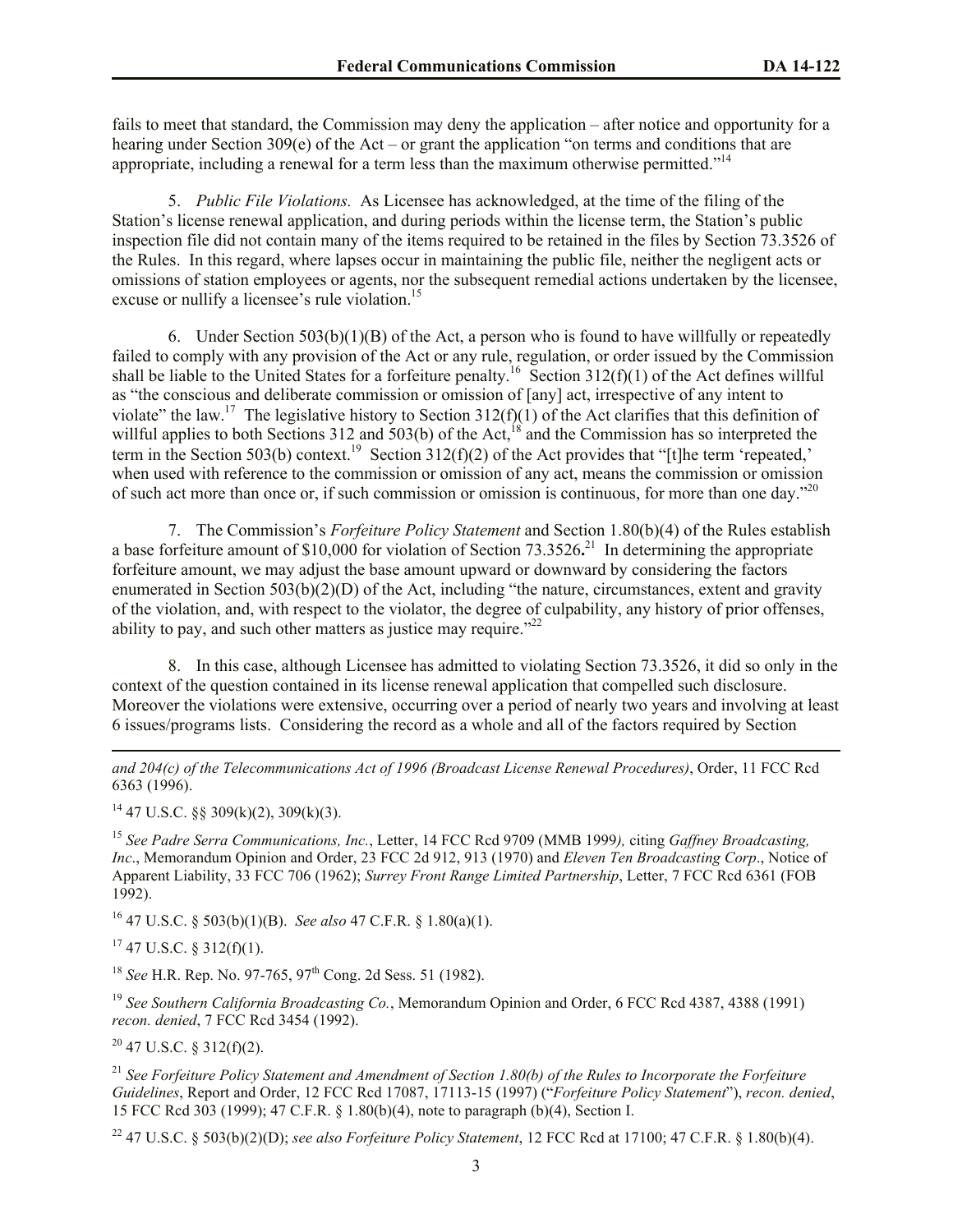fails to meet that standard, the Commission may deny the application – after notice and opportunity for a hearing under Section 309(e) of the Act – or grant the application "on terms and conditions that are appropriate, including a renewal for a term less than the maximum otherwise permitted."[14]

5. *Public File Violations.* As Licensee has acknowledged, at the time of the filing of the Station's license renewal application, and during periods within the license term, the Station's public inspection file did not contain many of the items required to be retained in the files by Section 73.3526 of the Rules. In this regard, where lapses occur in maintaining the public file, neither the negligent acts or omissions of station employees or agents, nor the subsequent remedial actions undertaken by the licensee, excuse or nullify a licensee's rule violation.[15]

6. Under Section 503(b)(1)(B) of the Act, a person who is found to have willfully or repeatedly failed to comply with any provision of the Act or any rule, regulation, or order issued by the Commission shall be liable to the United States for a forfeiture penalty.[16] Section 312(f)(1) of the Act defines willful as "the conscious and deliberate commission or omission of [any] act, irrespective of any intent to violate" the law.[17] The legislative history to Section 312(f)(1) of the Act clarifies that this definition of willful applies to both Sections 312 and 503(b) of the Act,[18] and the Commission has so interpreted the term in the Section 503(b) context.[19] Section 312(f)(2) of the Act provides that "[t]he term 'repeated,' when used with reference to the commission or omission of any act, means the commission or omission of such act more than once or, if such commission or omission is continuous, for more than one day."[20]

7. The Commission's *Forfeiture Policy Statement* and Section 1.80(b)(4) of the Rules establish a base forfeiture amount of $10,000 for violation of Section 73.3526**.**[21] In determining the appropriate forfeiture amount, we may adjust the base amount upward or downward by considering the factors enumerated in Section 503(b)(2)(D) of the Act, including "the nature, circumstances, extent and gravity of the violation, and, with respect to the violator, the degree of culpability, any history of prior offenses, ability to pay, and such other matters as justice may require."[22]

8. In this case, although Licensee has admitted to violating Section 73.3526, it did so only in the context of the question contained in its license renewal application that compelled such disclosure. Moreover the violations were extensive, occurring over a period of nearly two years and involving at least 6 issues/programs lists. Considering the record as a whole and all of the factors required by Section

---

*and 204(c) of the Telecommunications Act of 1996 (Broadcast License Renewal Procedures)*, Order, 11 FCC Rcd 6363 (1996).

[14] 47 U.S.C. §§ 309(k)(2), 309(k)(3).

[15] *See Padre Serra Communications, Inc.*, Letter, 14 FCC Rcd 9709 (MMB 1999*),* citing *Gaffney Broadcasting, Inc*., Memorandum Opinion and Order, 23 FCC 2d 912, 913 (1970) and *Eleven Ten Broadcasting Corp*., Notice of Apparent Liability, 33 FCC 706 (1962); *Surrey Front Range Limited Partnership*, Letter, 7 FCC Rcd 6361 (FOB 1992).

[16] 47 U.S.C. § 503(b)(1)(B). *See also* 47 C.F.R. § 1.80(a)(1).

[17] 47 U.S.C. § 312(f)(1).

[18] *See* H.R. Rep. No. 97-765, 97th Cong. 2d Sess. 51 (1982).

[19] *See Southern California Broadcasting Co.*, Memorandum Opinion and Order, 6 FCC Rcd 4387, 4388 (1991) *recon. denied*, 7 FCC Rcd 3454 (1992).

[20] 47 U.S.C. § 312(f)(2).

[21] *See Forfeiture Policy Statement and Amendment of Section 1.80(b) of the Rules to Incorporate the Forfeiture Guidelines*, Report and Order, 12 FCC Rcd 17087, 17113-15 (1997) ("*Forfeiture Policy Statement*"), *recon. denied*, 15 FCC Rcd 303 (1999); 47 C.F.R. § 1.80(b)(4), note to paragraph (b)(4), Section I.

[22] 47 U.S.C. § 503(b)(2)(D); *see also Forfeiture Policy Statement*, 12 FCC Rcd at 17100; 47 C.F.R. § 1.80(b)(4).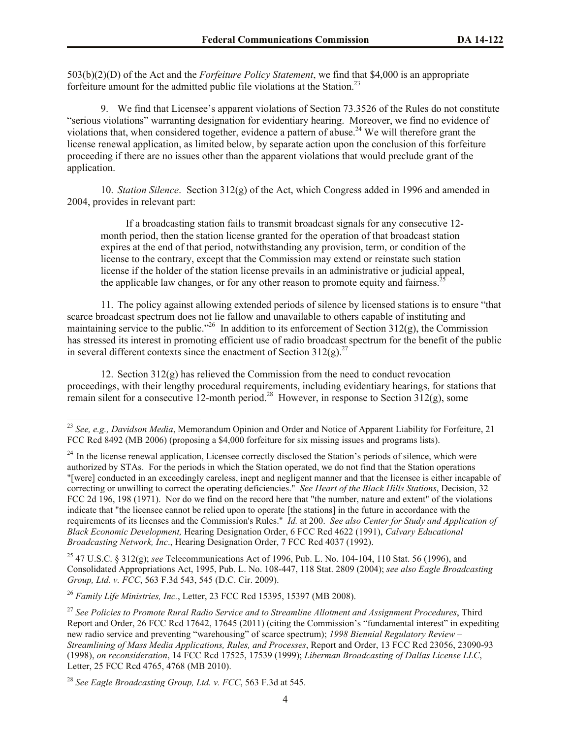503(b)(2)(D) of the Act and the *Forfeiture Policy Statement*, we find that $4,000 is an appropriate forfeiture amount for the admitted public file violations at the Station.[23]

9. We find that Licensee's apparent violations of Section 73.3526 of the Rules do not constitute "serious violations" warranting designation for evidentiary hearing. Moreover, we find no evidence of violations that, when considered together, evidence a pattern of abuse.[24] We will therefore grant the license renewal application, as limited below, by separate action upon the conclusion of this forfeiture proceeding if there are no issues other than the apparent violations that would preclude grant of the application.

10. *Station Silence*. Section 312(g) of the Act, which Congress added in 1996 and amended in 2004, provides in relevant part:

> If a broadcasting station fails to transmit broadcast signals for any consecutive 12-month period, then the station license granted for the operation of that broadcast station expires at the end of that period, notwithstanding any provision, term, or condition of the license to the contrary, except that the Commission may extend or reinstate such station license if the holder of the station license prevails in an administrative or judicial appeal, the applicable law changes, or for any other reason to promote equity and fairness.[25]

11. The policy against allowing extended periods of silence by licensed stations is to ensure "that scarce broadcast spectrum does not lie fallow and unavailable to others capable of instituting and maintaining service to the public."[26] In addition to its enforcement of Section 312(g), the Commission has stressed its interest in promoting efficient use of radio broadcast spectrum for the benefit of the public in several different contexts since the enactment of Section 312(g).[27]

12. Section 312(g) has relieved the Commission from the need to conduct revocation proceedings, with their lengthy procedural requirements, including evidentiary hearings, for stations that remain silent for a consecutive 12-month period.[28] However, in response to Section 312(g), some

---

[23] *See, e.g., Davidson Media*, Memorandum Opinion and Order and Notice of Apparent Liability for Forfeiture, 21 FCC Rcd 8492 (MB 2006) (proposing a $4,000 forfeiture for six missing issues and programs lists).

[24] In the license renewal application, Licensee correctly disclosed the Station's periods of silence, which were authorized by STAs. For the periods in which the Station operated, we do not find that the Station operations "[were] conducted in an exceedingly careless, inept and negligent manner and that the licensee is either incapable of correcting or unwilling to correct the operating deficiencies." *See Heart of the Black Hills Stations*, Decision, 32 FCC 2d 196, 198 (1971). Nor do we find on the record here that "the number, nature and extent" of the violations indicate that "the licensee cannot be relied upon to operate [the stations] in the future in accordance with the requirements of its licenses and the Commission's Rules." *Id.* at 200. *See also Center for Study and Application of Black Economic Development,* Hearing Designation Order, 6 FCC Rcd 4622 (1991), *Calvary Educational Broadcasting Network, Inc*., Hearing Designation Order, 7 FCC Rcd 4037 (1992).

[25] 47 U.S.C. § 312(g); *see* Telecommunications Act of 1996, Pub. L. No. 104-104, 110 Stat. 56 (1996), and Consolidated Appropriations Act, 1995, Pub. L. No. 108-447, 118 Stat. 2809 (2004); *see also Eagle Broadcasting Group, Ltd. v. FCC*, 563 F.3d 543, 545 (D.C. Cir. 2009).

[26] *Family Life Ministries, Inc.*, Letter, 23 FCC Rcd 15395, 15397 (MB 2008).

[27] *See Policies to Promote Rural Radio Service and to Streamline Allotment and Assignment Procedures*, Third Report and Order, 26 FCC Rcd 17642, 17645 (2011) (citing the Commission's "fundamental interest" in expediting new radio service and preventing "warehousing" of scarce spectrum); *1998 Biennial Regulatory Review – Streamlining of Mass Media Applications, Rules, and Processes*, Report and Order, 13 FCC Rcd 23056, 23090-93 (1998), *on reconsideration*, 14 FCC Rcd 17525, 17539 (1999); *Liberman Broadcasting of Dallas License LLC*, Letter, 25 FCC Rcd 4765, 4768 (MB 2010).

[28] *See Eagle Broadcasting Group, Ltd. v. FCC*, 563 F.3d at 545.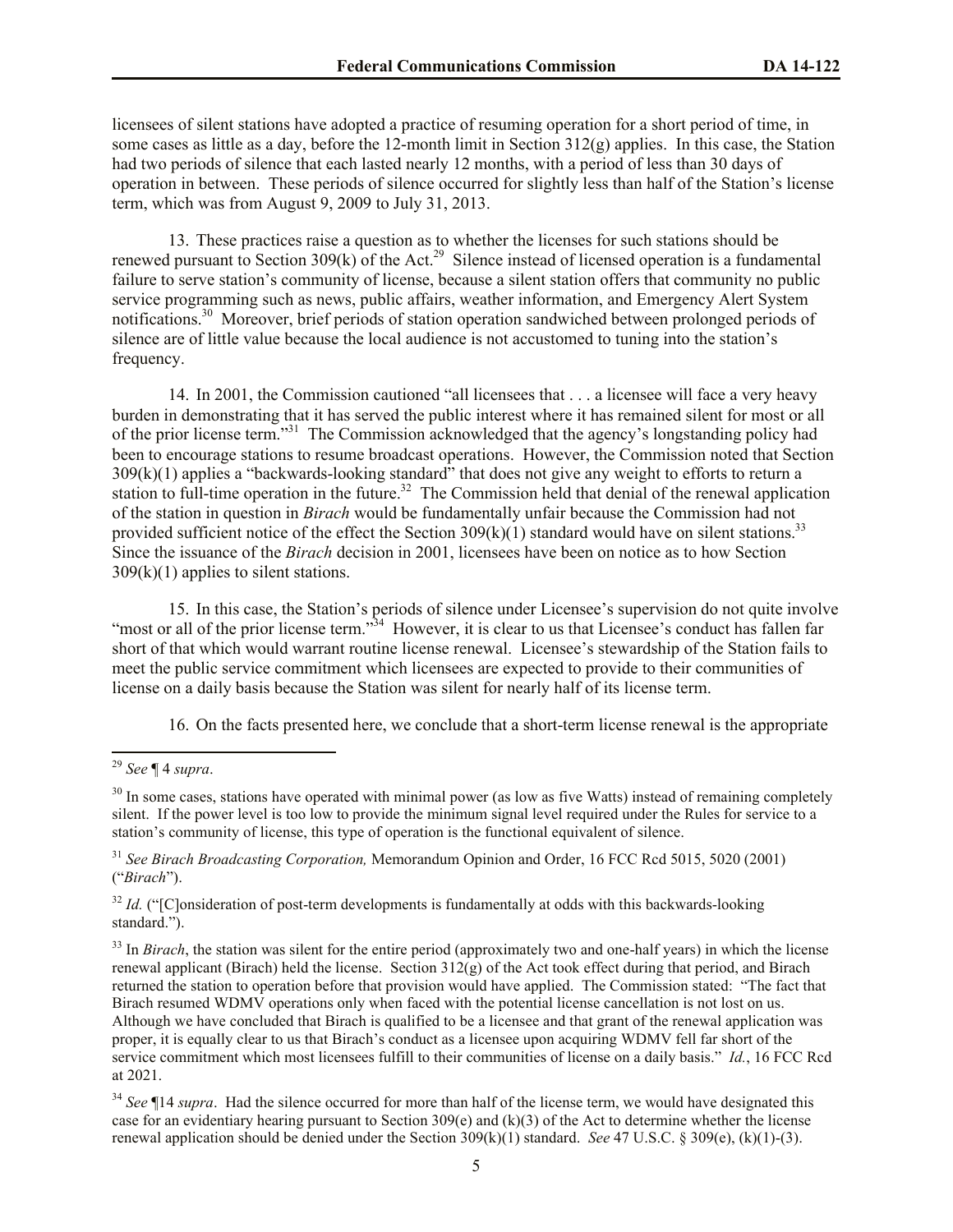licensees of silent stations have adopted a practice of resuming operation for a short period of time, in some cases as little as a day, before the 12-month limit in Section 312(g) applies. In this case, the Station had two periods of silence that each lasted nearly 12 months, with a period of less than 30 days of operation in between. These periods of silence occurred for slightly less than half of the Station's license term, which was from August 9, 2009 to July 31, 2013.

13. These practices raise a question as to whether the licenses for such stations should be renewed pursuant to Section 309(k) of the Act.[29] Silence instead of licensed operation is a fundamental failure to serve station's community of license, because a silent station offers that community no public service programming such as news, public affairs, weather information, and Emergency Alert System notifications.[30] Moreover, brief periods of station operation sandwiched between prolonged periods of silence are of little value because the local audience is not accustomed to tuning into the station's frequency.

14. In 2001, the Commission cautioned "all licensees that . . . a licensee will face a very heavy burden in demonstrating that it has served the public interest where it has remained silent for most or all of the prior license term."[31] The Commission acknowledged that the agency's longstanding policy had been to encourage stations to resume broadcast operations. However, the Commission noted that Section 309(k)(1) applies a "backwards-looking standard" that does not give any weight to efforts to return a station to full-time operation in the future.[32] The Commission held that denial of the renewal application of the station in question in *Birach* would be fundamentally unfair because the Commission had not provided sufficient notice of the effect the Section 309(k)(1) standard would have on silent stations.[33] Since the issuance of the *Birach* decision in 2001, licensees have been on notice as to how Section 309(k)(1) applies to silent stations.

15. In this case, the Station's periods of silence under Licensee's supervision do not quite involve "most or all of the prior license term."[34] However, it is clear to us that Licensee's conduct has fallen far short of that which would warrant routine license renewal. Licensee's stewardship of the Station fails to meet the public service commitment which licensees are expected to provide to their communities of license on a daily basis because the Station was silent for nearly half of its license term.

16. On the facts presented here, we conclude that a short-term license renewal is the appropriate

---

[29] *See* ¶ 4 *supra*.

[30] In some cases, stations have operated with minimal power (as low as five Watts) instead of remaining completely silent. If the power level is too low to provide the minimum signal level required under the Rules for service to a station's community of license, this type of operation is the functional equivalent of silence.

[31] *See Birach Broadcasting Corporation,* Memorandum Opinion and Order, 16 FCC Rcd 5015, 5020 (2001) ("*Birach*").

[32] *Id.* ("[C]onsideration of post-term developments is fundamentally at odds with this backwards-looking standard.").

[33] In *Birach*, the station was silent for the entire period (approximately two and one-half years) in which the license renewal applicant (Birach) held the license. Section 312(g) of the Act took effect during that period, and Birach returned the station to operation before that provision would have applied. The Commission stated: "The fact that Birach resumed WDMV operations only when faced with the potential license cancellation is not lost on us. Although we have concluded that Birach is qualified to be a licensee and that grant of the renewal application was proper, it is equally clear to us that Birach's conduct as a licensee upon acquiring WDMV fell far short of the service commitment which most licensees fulfill to their communities of license on a daily basis." *Id.*, 16 FCC Rcd at 2021.

[34] *See* ¶14 *supra*. Had the silence occurred for more than half of the license term, we would have designated this case for an evidentiary hearing pursuant to Section 309(e) and (k)(3) of the Act to determine whether the license renewal application should be denied under the Section 309(k)(1) standard. *See* 47 U.S.C. § 309(e), (k)(1)-(3).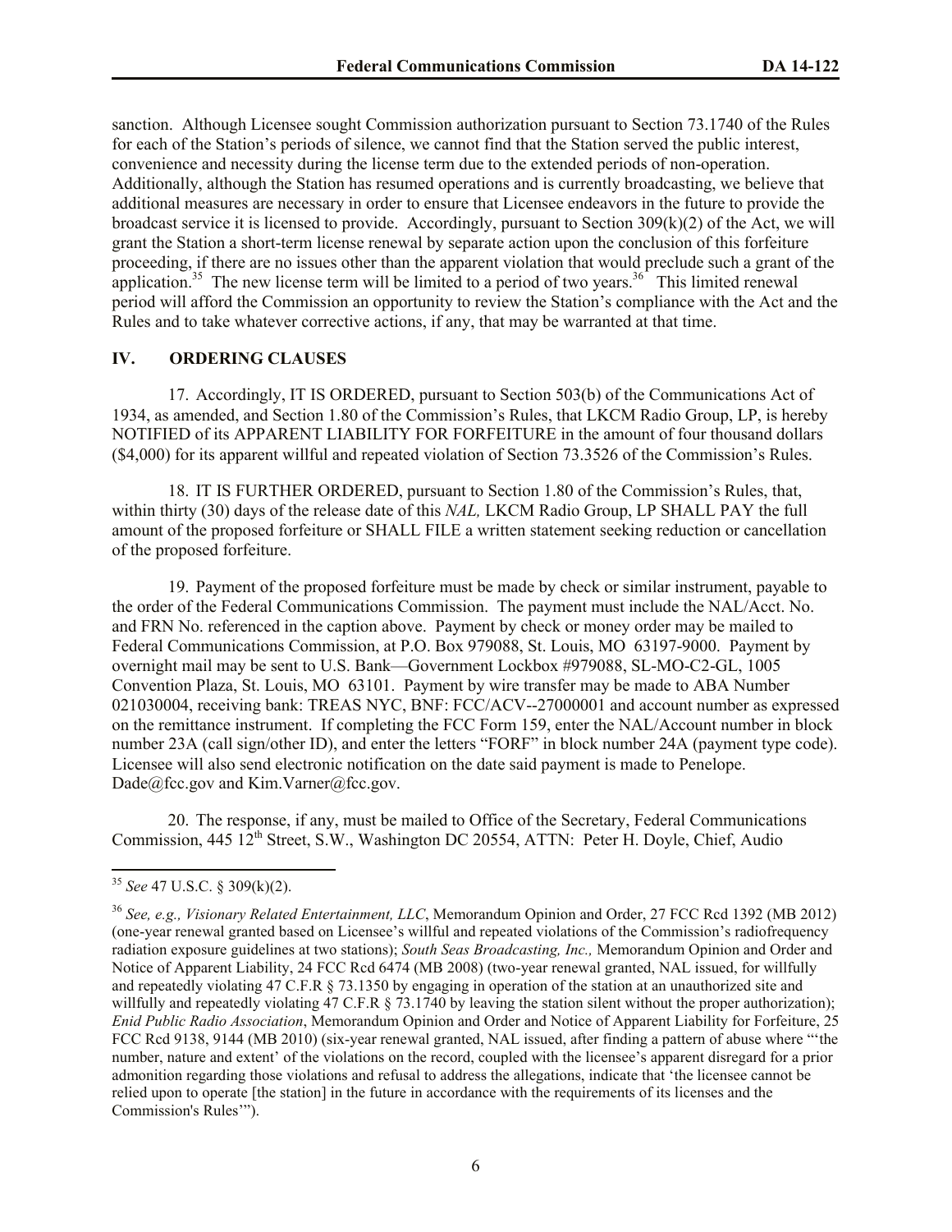sanction. Although Licensee sought Commission authorization pursuant to Section 73.1740 of the Rules for each of the Station's periods of silence, we cannot find that the Station served the public interest, convenience and necessity during the license term due to the extended periods of non-operation. Additionally, although the Station has resumed operations and is currently broadcasting, we believe that additional measures are necessary in order to ensure that Licensee endeavors in the future to provide the broadcast service it is licensed to provide. Accordingly, pursuant to Section 309(k)(2) of the Act, we will grant the Station a short-term license renewal by separate action upon the conclusion of this forfeiture proceeding, if there are no issues other than the apparent violation that would preclude such a grant of the application.[35] The new license term will be limited to a period of two years.[36] This limited renewal period will afford the Commission an opportunity to review the Station's compliance with the Act and the Rules and to take whatever corrective actions, if any, that may be warranted at that time.

## IV. ORDERING CLAUSES

17. Accordingly, IT IS ORDERED, pursuant to Section 503(b) of the Communications Act of 1934, as amended, and Section 1.80 of the Commission's Rules, that LKCM Radio Group, LP, is hereby NOTIFIED of its APPARENT LIABILITY FOR FORFEITURE in the amount of four thousand dollars ($4,000) for its apparent willful and repeated violation of Section 73.3526 of the Commission's Rules.

18. IT IS FURTHER ORDERED, pursuant to Section 1.80 of the Commission's Rules, that, within thirty (30) days of the release date of this *NAL,* LKCM Radio Group, LP SHALL PAY the full amount of the proposed forfeiture or SHALL FILE a written statement seeking reduction or cancellation of the proposed forfeiture.

19. Payment of the proposed forfeiture must be made by check or similar instrument, payable to the order of the Federal Communications Commission. The payment must include the NAL/Acct. No. and FRN No. referenced in the caption above. Payment by check or money order may be mailed to Federal Communications Commission, at P.O. Box 979088, St. Louis, MO 63197-9000. Payment by overnight mail may be sent to U.S. Bank—Government Lockbox #979088, SL-MO-C2-GL, 1005 Convention Plaza, St. Louis, MO 63101. Payment by wire transfer may be made to ABA Number 021030004, receiving bank: TREAS NYC, BNF: FCC/ACV--27000001 and account number as expressed on the remittance instrument. If completing the FCC Form 159, enter the NAL/Account number in block number 23A (call sign/other ID), and enter the letters "FORF" in block number 24A (payment type code). Licensee will also send electronic notification on the date said payment is made to Penelope.Dade@fcc.gov and Kim.Varner@fcc.gov.

20. The response, if any, must be mailed to Office of the Secretary, Federal Communications Commission, 445 12th Street, S.W., Washington DC 20554, ATTN: Peter H. Doyle, Chief, Audio

---

[35] *See* 47 U.S.C. § 309(k)(2).

[36] *See, e.g., Visionary Related Entertainment, LLC*, Memorandum Opinion and Order, 27 FCC Rcd 1392 (MB 2012) (one-year renewal granted based on Licensee's willful and repeated violations of the Commission's radiofrequency radiation exposure guidelines at two stations); *South Seas Broadcasting, Inc.,* Memorandum Opinion and Order and Notice of Apparent Liability, 24 FCC Rcd 6474 (MB 2008) (two-year renewal granted, NAL issued, for willfully and repeatedly violating 47 C.F.R § 73.1350 by engaging in operation of the station at an unauthorized site and willfully and repeatedly violating 47 C.F.R § 73.1740 by leaving the station silent without the proper authorization); *Enid Public Radio Association*, Memorandum Opinion and Order and Notice of Apparent Liability for Forfeiture, 25 FCC Rcd 9138, 9144 (MB 2010) (six-year renewal granted, NAL issued, after finding a pattern of abuse where "'the number, nature and extent' of the violations on the record, coupled with the licensee's apparent disregard for a prior admonition regarding those violations and refusal to address the allegations, indicate that 'the licensee cannot be relied upon to operate [the station] in the future in accordance with the requirements of its licenses and the Commission's Rules'").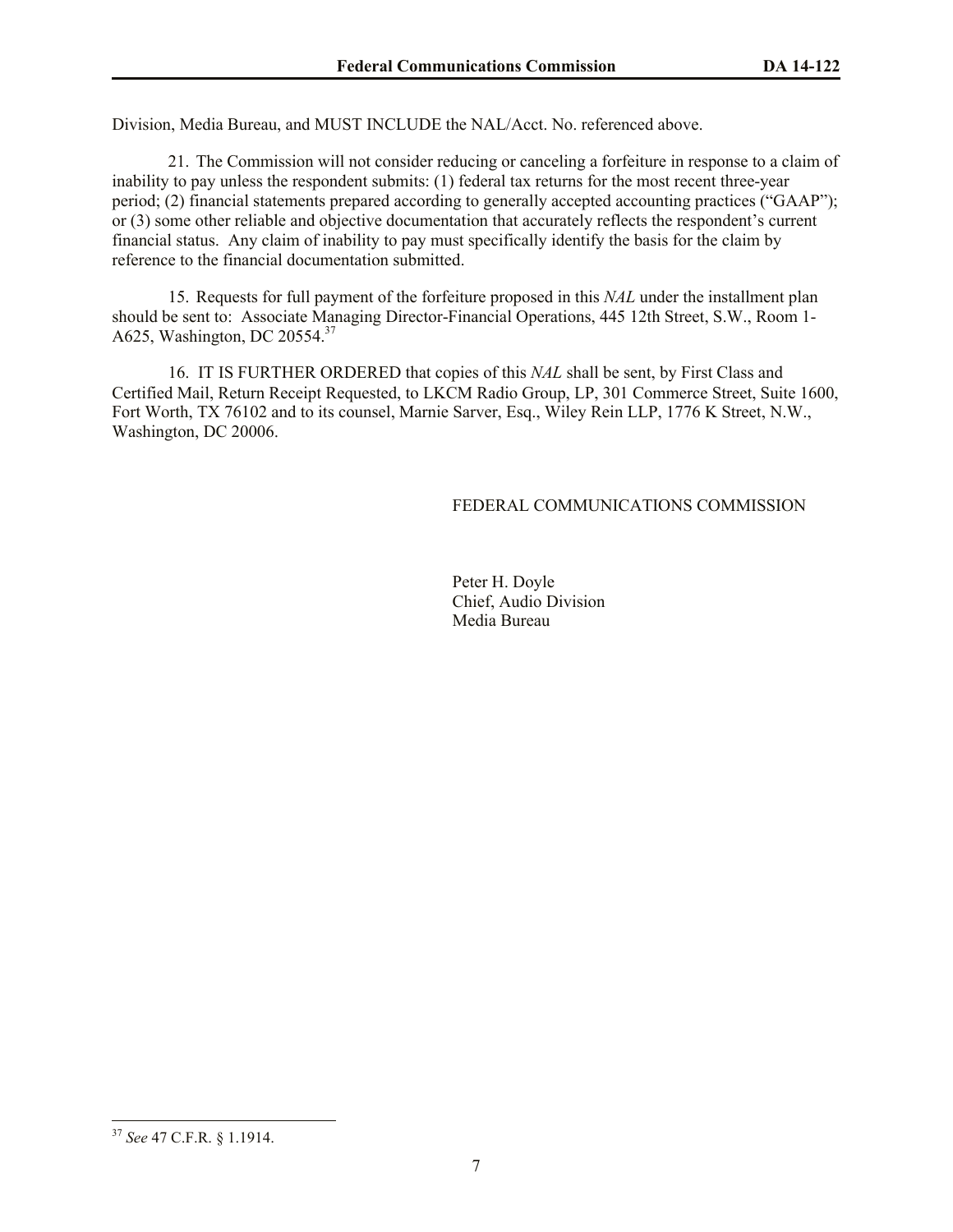Division, Media Bureau, and MUST INCLUDE the NAL/Acct. No. referenced above.

21. The Commission will not consider reducing or canceling a forfeiture in response to a claim of inability to pay unless the respondent submits: (1) federal tax returns for the most recent three-year period; (2) financial statements prepared according to generally accepted accounting practices ("GAAP"); or (3) some other reliable and objective documentation that accurately reflects the respondent's current financial status. Any claim of inability to pay must specifically identify the basis for the claim by reference to the financial documentation submitted.

15. Requests for full payment of the forfeiture proposed in this *NAL* under the installment plan should be sent to: Associate Managing Director-Financial Operations, 445 12th Street, S.W., Room 1-A625, Washington, DC 20554.[37]

16. IT IS FURTHER ORDERED that copies of this *NAL* shall be sent, by First Class and Certified Mail, Return Receipt Requested, to LKCM Radio Group, LP, 301 Commerce Street, Suite 1600, Fort Worth, TX 76102 and to its counsel, Marnie Sarver, Esq., Wiley Rein LLP, 1776 K Street, N.W., Washington, DC 20006.

FEDERAL COMMUNICATIONS COMMISSION

Peter H. Doyle
Chief, Audio Division
Media Bureau

---

[37] *See* 47 C.F.R. § 1.1914.